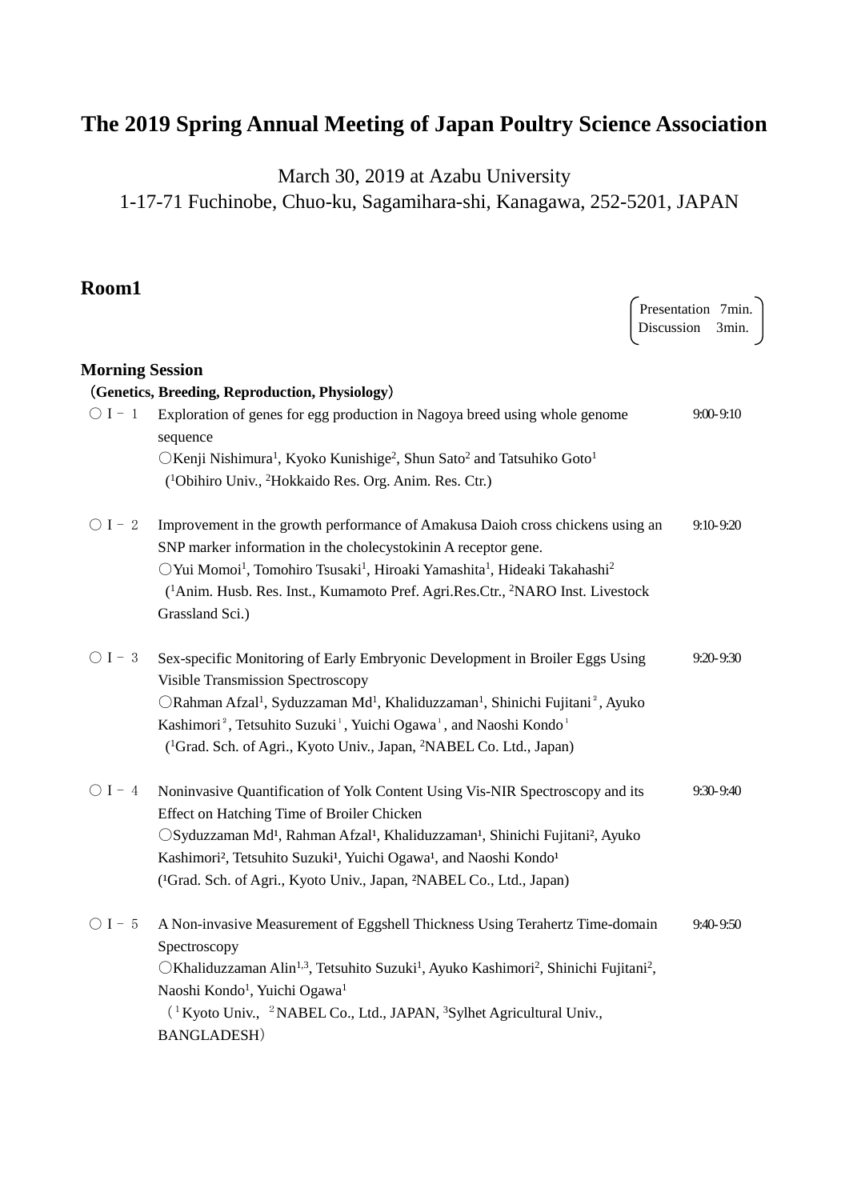# The 2019 Spring Annual Meeting of Japan Poultry Science Association

March 30, 2019 at Azabu University
1-17-71 Fuchinobe, Chuo-ku, Sagamihara-shi, Kanagawa, 252-5201, JAPAN

## Room1

(Presentation 7min. Discussion 3min.)

### Morning Session

**（Genetics, Breeding, Reproduction, Physiology）**

〇Ⅰ－１ Exploration of genes for egg production in Nagoya breed using whole genome sequence — 9:00-9:10
〇Kenji Nishimura[1], Kyoko Kunishige[2], Shun Sato[2] and Tatsuhiko Goto[1]
([1]Obihiro Univ., [2]Hokkaido Res. Org. Anim. Res. Ctr.)

〇Ⅰ－２ Improvement in the growth performance of Amakusa Daioh cross chickens using an SNP marker information in the cholecystokinin A receptor gene. — 9:10-9:20
〇Yui Momoi[1], Tomohiro Tsusaki[1], Hiroaki Yamashita[1], Hideaki Takahashi[2]
([1]Anim. Husb. Res. Inst., Kumamoto Pref. Agri.Res.Ctr., [2]NARO Inst. Livestock Grassland Sci.)

〇Ⅰ－３ Sex-specific Monitoring of Early Embryonic Development in Broiler Eggs Using Visible Transmission Spectroscopy — 9:20-9:30
〇Rahman Afzal[1], Syduzzaman Md[1], Khaliduzzaman[1], Shinichi Fujitani[2], Ayuko Kashimori[2], Tetsuhito Suzuki[1], Yuichi Ogawa[1], and Naoshi Kondo[1]
([1]Grad. Sch. of Agri., Kyoto Univ., Japan, [2]NABEL Co. Ltd., Japan)

〇Ⅰ－４ Noninvasive Quantification of Yolk Content Using Vis-NIR Spectroscopy and its Effect on Hatching Time of Broiler Chicken — 9:30-9:40
〇Syduzzaman Md[1], Rahman Afzal[1], Khaliduzzaman[1], Shinichi Fujitani[2], Ayuko Kashimori[2], Tetsuhito Suzuki[1], Yuichi Ogawa[1], and Naoshi Kondo[1]
([1]Grad. Sch. of Agri., Kyoto Univ., Japan, [2]NABEL Co., Ltd., Japan)

〇Ⅰ－５ A Non-invasive Measurement of Eggshell Thickness Using Terahertz Time-domain Spectroscopy — 9:40-9:50
〇Khaliduzzaman Alin[1,3], Tetsuhito Suzuki[1], Ayuko Kashimori[2], Shinichi Fujitani[2], Naoshi Kondo[1], Yuichi Ogawa[1]
（[1]Kyoto Univ., [2]NABEL Co., Ltd., JAPAN, [3]Sylhet Agricultural Univ., BANGLADESH）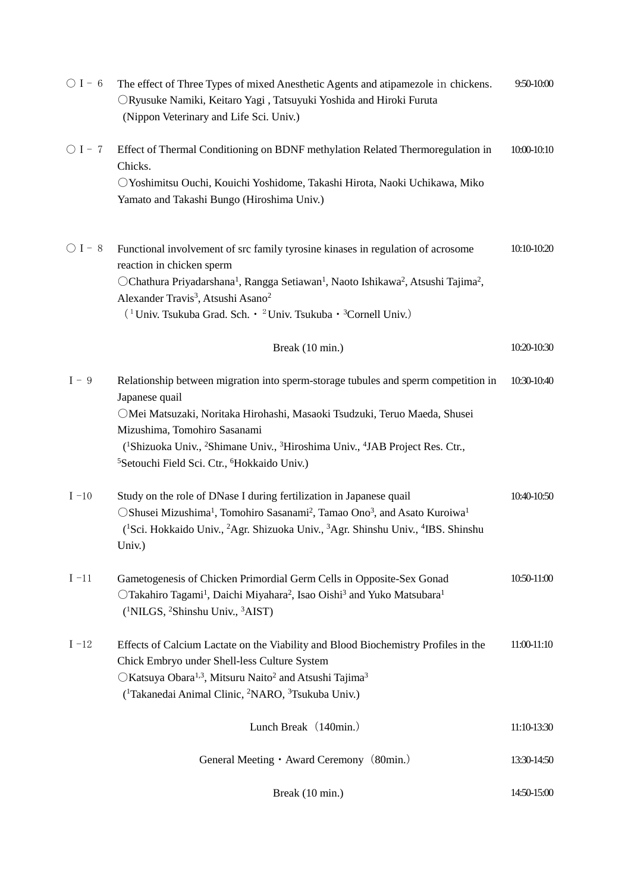| | | |
|---|---|---|
| ○Ⅰ－６ | The effect of Three Types of mixed Anesthetic Agents and atipamezole in chickens.<br>○Ryusuke Namiki, Keitaro Yagi , Tatsuyuki Yoshida and Hiroki Furuta<br>(Nippon Veterinary and Life Sci. Univ.) | 9:50-10:00 |
| ○Ⅰ－７ | Effect of Thermal Conditioning on BDNF methylation Related Thermoregulation in Chicks.<br>○Yoshimitsu Ouchi, Kouichi Yoshidome, Takashi Hirota, Naoki Uchikawa, Miko Yamato and Takashi Bungo (Hiroshima Univ.) | 10:00-10:10 |
| ○Ⅰ－８ | Functional involvement of src family tyrosine kinases in regulation of acrosome reaction in chicken sperm<br>○Chathura Priyadarshana[1], Rangga Setiawan[1], Naoto Ishikawa[2], Atsushi Tajima[2], Alexander Travis[3], Atsushi Asano[2]<br>（[1] Univ. Tsukuba Grad. Sch.・[2] Univ. Tsukuba・[3]Cornell Univ.） | 10:10-10:20 |
| | Break (10 min.) | 10:20-10:30 |
| Ⅰ－９ | Relationship between migration into sperm-storage tubules and sperm competition in Japanese quail<br>○Mei Matsuzaki, Noritaka Hirohashi, Masaoki Tsudzuki, Teruo Maeda, Shusei Mizushima, Tomohiro Sasanami<br>([1]Shizuoka Univ., [2]Shimane Univ., [3]Hiroshima Univ., [4]JAB Project Res. Ctr., [5]Setouchi Field Sci. Ctr., [6]Hokkaido Univ.) | 10:30-10:40 |
| Ⅰ－10 | Study on the role of DNase I during fertilization in Japanese quail<br>○Shusei Mizushima[1], Tomohiro Sasanami[2], Tamao Ono[3], and Asato Kuroiwa[1]<br>([1]Sci. Hokkaido Univ., [2]Agr. Shizuoka Univ., [3]Agr. Shinshu Univ., [4]IBS. Shinshu Univ.) | 10:40-10:50 |
| Ⅰ－11 | Gametogenesis of Chicken Primordial Germ Cells in Opposite-Sex Gonad<br>○Takahiro Tagami[1], Daichi Miyahara[2], Isao Oishi[3] and Yuko Matsubara[1]<br>([1]NILGS, [2]Shinshu Univ., [3]AIST) | 10:50-11:00 |
| Ⅰ－12 | Effects of Calcium Lactate on the Viability and Blood Biochemistry Profiles in the Chick Embryo under Shell-less Culture System<br>○Katsuya Obara[1,3], Mitsuru Naito[2] and Atsushi Tajima[3]<br>([1]Takanedai Animal Clinic, [2]NARO, [3]Tsukuba Univ.) | 11:00-11:10 |
| | Lunch Break（140min.） | 11:10-13:30 |
| | General Meeting・Award Ceremony（80min.） | 13:30-14:50 |
| | Break (10 min.) | 14:50-15:00 |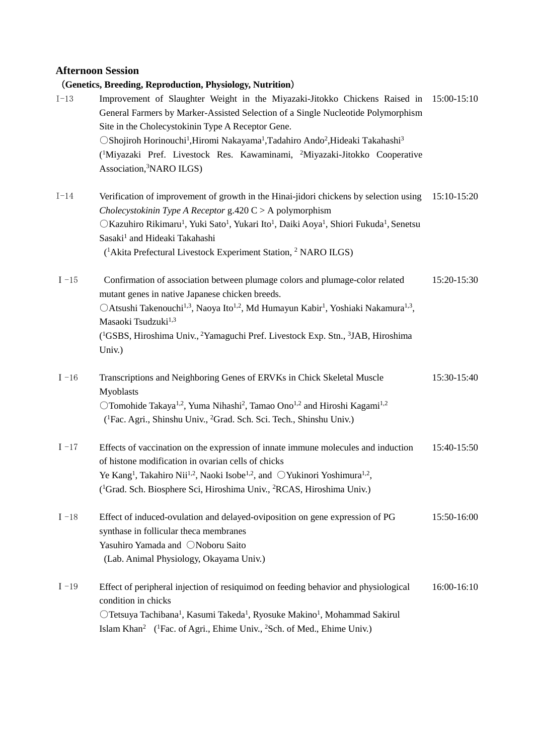## Afternoon Session

**（Genetics, Breeding, Reproduction, Physiology, Nutrition）**

| | | |
|---|---|---|
| I−13 | Improvement of Slaughter Weight in the Miyazaki-Jitokko Chickens Raised in General Farmers by Marker-Assisted Selection of a Single Nucleotide Polymorphism Site in the Cholecystokinin Type A Receptor Gene.<br>○Shojiroh Horinouchi[1],Hiromi Nakayama[1],Tadahiro Ando[2],Hideaki Takahashi[3]<br>([1]Miyazaki Pref. Livestock Res. Kawaminami, [2]Miyazaki-Jitokko Cooperative Association,[3]NARO ILGS) | 15:00-15:10 |
| I−14 | Verification of improvement of growth in the Hinai-jidori chickens by selection using *Cholecystokinin Type A Receptor* g.420 C > A polymorphism<br>○Kazuhiro Rikimaru[1], Yuki Sato[1], Yukari Ito[1], Daiki Aoya[1], Shiori Fukuda[1], Senetsu Sasaki[1] and Hideaki Takahashi<br>([1]Akita Prefectural Livestock Experiment Station, [2] NARO ILGS) | 15:10-15:20 |
| I −15 | Confirmation of association between plumage colors and plumage-color related mutant genes in native Japanese chicken breeds.<br>○Atsushi Takenouchi[1,3], Naoya Ito[1,2], Md Humayun Kabir[1], Yoshiaki Nakamura[1,3], Masaoki Tsudzuki[1,3]<br>([1]GSBS, Hiroshima Univ., [2]Yamaguchi Pref. Livestock Exp. Stn., [3]JAB, Hiroshima Univ.) | 15:20-15:30 |
| I −16 | Transcriptions and Neighboring Genes of ERVKs in Chick Skeletal Muscle Myoblasts<br>○Tomohide Takaya[1,2], Yuma Nihashi[2], Tamao Ono[1,2] and Hiroshi Kagami[1,2]<br>([1]Fac. Agri., Shinshu Univ., [2]Grad. Sch. Sci. Tech., Shinshu Univ.) | 15:30-15:40 |
| I −17 | Effects of vaccination on the expression of innate immune molecules and induction of histone modification in ovarian cells of chicks<br>Ye Kang[1], Takahiro Nii[1,2], Naoki Isobe[1,2], and ○Yukinori Yoshimura[1,2],<br>([1]Grad. Sch. Biosphere Sci, Hiroshima Univ., [2]RCAS, Hiroshima Univ.) | 15:40-15:50 |
| I −18 | Effect of induced-ovulation and delayed-oviposition on gene expression of PG synthase in follicular theca membranes<br>Yasuhiro Yamada and ○Noboru Saito<br>(Lab. Animal Physiology, Okayama Univ.) | 15:50-16:00 |
| I −19 | Effect of peripheral injection of resiquimod on feeding behavior and physiological condition in chicks<br>○Tetsuya Tachibana[1], Kasumi Takeda[1], Ryosuke Makino[1], Mohammad Sakirul Islam Khan[2] ([1]Fac. of Agri., Ehime Univ., [2]Sch. of Med., Ehime Univ.) | 16:00-16:10 |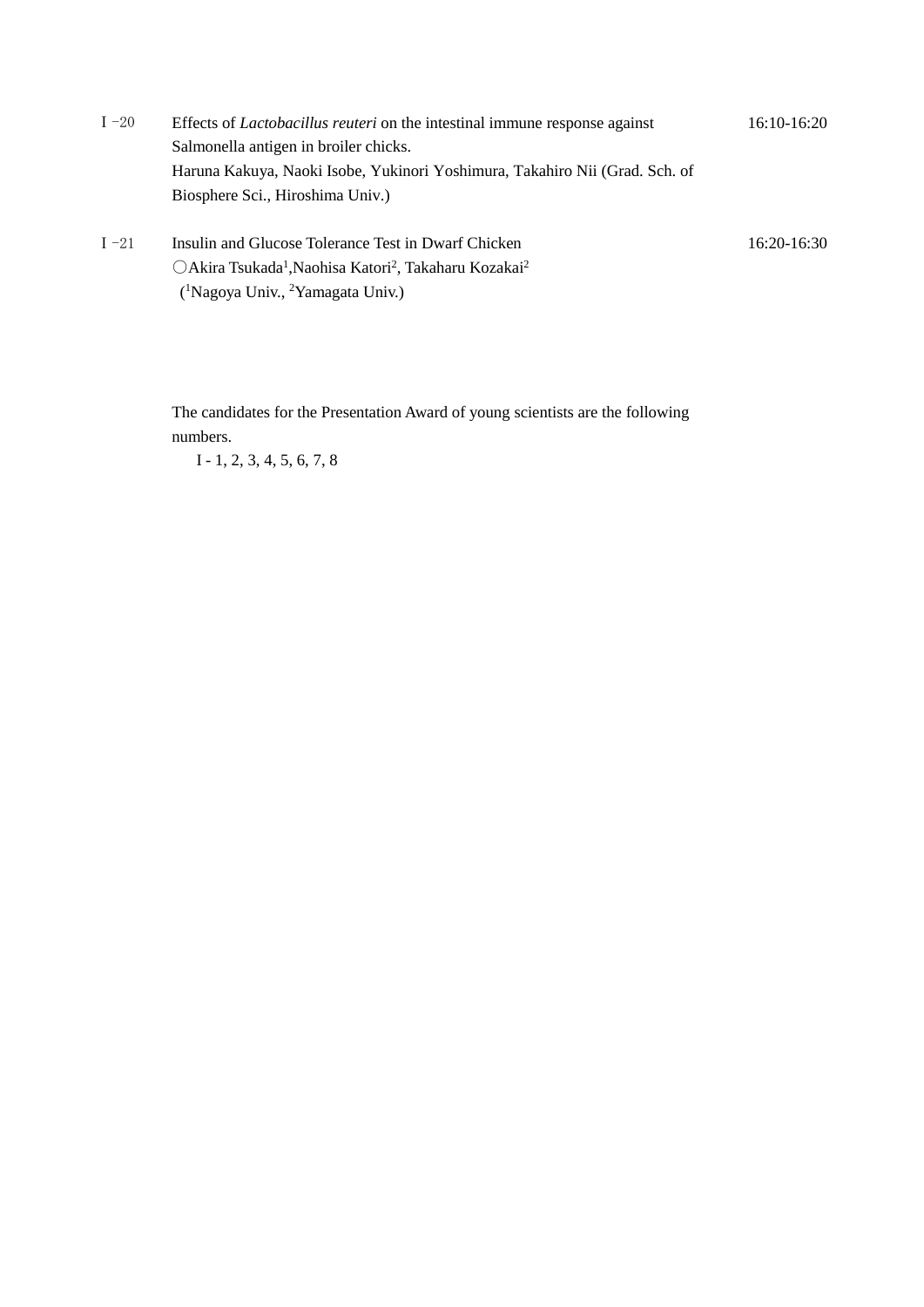I -20 Effects of *Lactobacillus reuteri* on the intestinal immune response against Salmonella antigen in broiler chicks. 16:10-16:20
Haruna Kakuya, Naoki Isobe, Yukinori Yoshimura, Takahiro Nii (Grad. Sch. of Biosphere Sci., Hiroshima Univ.)

I -21 Insulin and Glucose Tolerance Test in Dwarf Chicken 16:20-16:30
○Akira Tsukada[1],Naohisa Katori[2], Takaharu Kozakai[2]
([1]Nagoya Univ., [2]Yamagata Univ.)

The candidates for the Presentation Award of young scientists are the following numbers.
I - 1, 2, 3, 4, 5, 6, 7, 8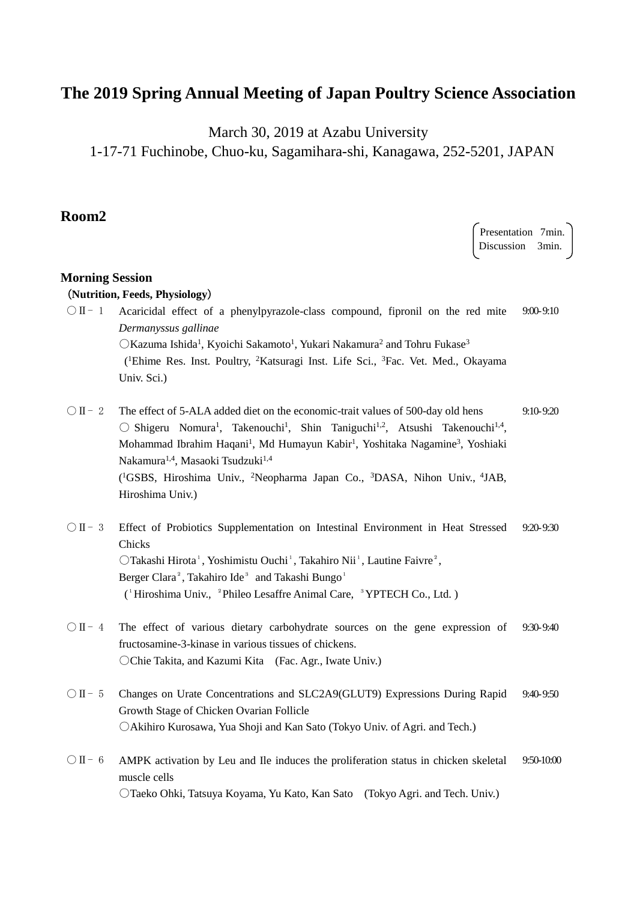# The 2019 Spring Annual Meeting of Japan Poultry Science Association

March 30, 2019 at Azabu University
1-17-71 Fuchinobe, Chuo-ku, Sagamihara-shi, Kanagawa, 252-5201, JAPAN

## Room2

Presentation 7min.
Discussion 3min.

### Morning Session

**(Nutrition, Feeds, Physiology)**

○Ⅱ－１ Acaricidal effect of a phenylpyrazole-class compound, fipronil on the red mite *Dermanyssus gallinae* — 9:00-9:10
○Kazuma Ishida[1], Kyoichi Sakamoto[1], Yukari Nakamura[2] and Tohru Fukase[3]
([1]Ehime Res. Inst. Poultry, [2]Katsuragi Inst. Life Sci., [3]Fac. Vet. Med., Okayama Univ. Sci.)

○Ⅱ－２ The effect of 5-ALA added diet on the economic-trait values of 500-day old hens — 9:10-9:20
○ Shigeru Nomura[1], Takenouchi[1], Shin Taniguchi[1,2], Atsushi Takenouchi[1,4], Mohammad Ibrahim Haqani[1], Md Humayun Kabir[1], Yoshitaka Nagamine[3], Yoshiaki Nakamura[1,4], Masaoki Tsudzuki[1,4]
([1]GSBS, Hiroshima Univ., [2]Neopharma Japan Co., [3]DASA, Nihon Univ., [4]JAB, Hiroshima Univ.)

○Ⅱ－３ Effect of Probiotics Supplementation on Intestinal Environment in Heat Stressed Chicks — 9:20-9:30
○Takashi Hirota[1], Yoshimistu Ouchi[1], Takahiro Nii[1], Lautine Faivre[2], Berger Clara[2], Takahiro Ide[3] and Takashi Bungo[1]
([1]Hiroshima Univ., [2]Phileo Lesaffre Animal Care, [3]YPTECH Co., Ltd. )

○Ⅱ－４ The effect of various dietary carbohydrate sources on the gene expression of fructosamine-3-kinase in various tissues of chickens. — 9:30-9:40
○Chie Takita, and Kazumi Kita (Fac. Agr., Iwate Univ.)

○Ⅱ－５ Changes on Urate Concentrations and SLC2A9(GLUT9) Expressions During Rapid Growth Stage of Chicken Ovarian Follicle — 9:40-9:50
○Akihiro Kurosawa, Yua Shoji and Kan Sato (Tokyo Univ. of Agri. and Tech.)

○Ⅱ－６ AMPK activation by Leu and Ile induces the proliferation status in chicken skeletal muscle cells — 9:50-10:00
○Taeko Ohki, Tatsuya Koyama, Yu Kato, Kan Sato (Tokyo Agri. and Tech. Univ.)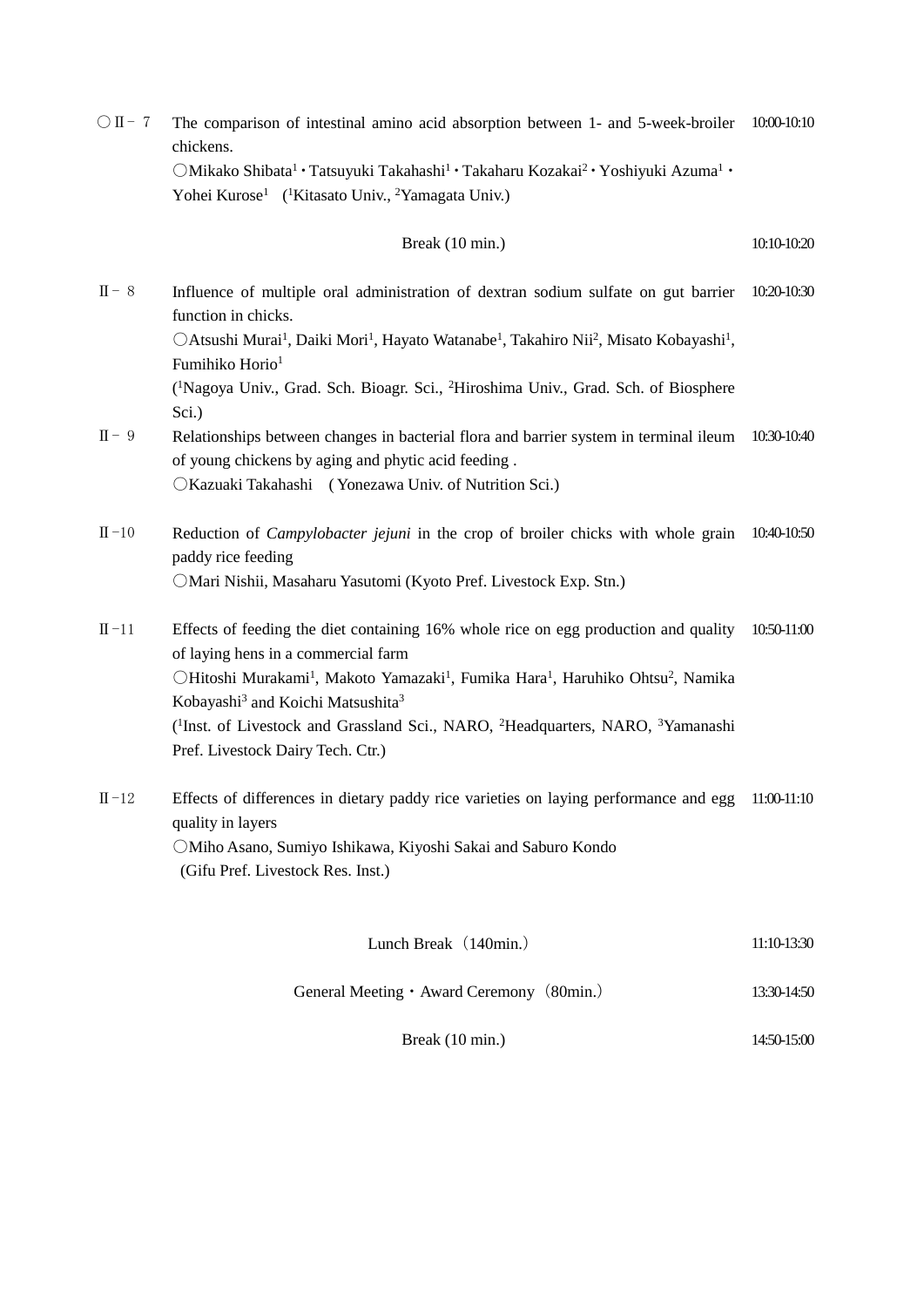| | | |
|---|---|---|
| ○Ⅱ－７ | The comparison of intestinal amino acid absorption between 1- and 5-week-broiler chickens.<br>○Mikako Shibata[1]・Tatsuyuki Takahashi[1]・Takaharu Kozakai[2]・Yoshiyuki Azuma[1]・Yohei Kurose[1] ([1]Kitasato Univ., [2]Yamagata Univ.) | 10:00-10:10 |
| | Break (10 min.) | 10:10-10:20 |
| Ⅱ－８ | Influence of multiple oral administration of dextran sodium sulfate on gut barrier function in chicks.<br>○Atsushi Murai[1], Daiki Mori[1], Hayato Watanabe[1], Takahiro Nii[2], Misato Kobayashi[1], Fumihiko Horio[1]<br>([1]Nagoya Univ., Grad. Sch. Bioagr. Sci., [2]Hiroshima Univ., Grad. Sch. of Biosphere Sci.) | 10:20-10:30 |
| Ⅱ－９ | Relationships between changes in bacterial flora and barrier system in terminal ileum of young chickens by aging and phytic acid feeding .<br>○Kazuaki Takahashi ( Yonezawa Univ. of Nutrition Sci.) | 10:30-10:40 |
| Ⅱ－10 | Reduction of *Campylobacter jejuni* in the crop of broiler chicks with whole grain paddy rice feeding<br>○Mari Nishii, Masaharu Yasutomi (Kyoto Pref. Livestock Exp. Stn.) | 10:40-10:50 |
| Ⅱ－11 | Effects of feeding the diet containing 16% whole rice on egg production and quality of laying hens in a commercial farm<br>○Hitoshi Murakami[1], Makoto Yamazaki[1], Fumika Hara[1], Haruhiko Ohtsu[2], Namika Kobayashi[3] and Koichi Matsushita[3]<br>([1]Inst. of Livestock and Grassland Sci., NARO, [2]Headquarters, NARO, [3]Yamanashi Pref. Livestock Dairy Tech. Ctr.) | 10:50-11:00 |
| Ⅱ－12 | Effects of differences in dietary paddy rice varieties on laying performance and egg quality in layers<br>○Miho Asano, Sumiyo Ishikawa, Kiyoshi Sakai and Saburo Kondo<br>(Gifu Pref. Livestock Res. Inst.) | 11:00-11:10 |
| | Lunch Break（140min.） | 11:10-13:30 |
| | General Meeting・Award Ceremony（80min.） | 13:30-14:50 |
| | Break (10 min.) | 14:50-15:00 |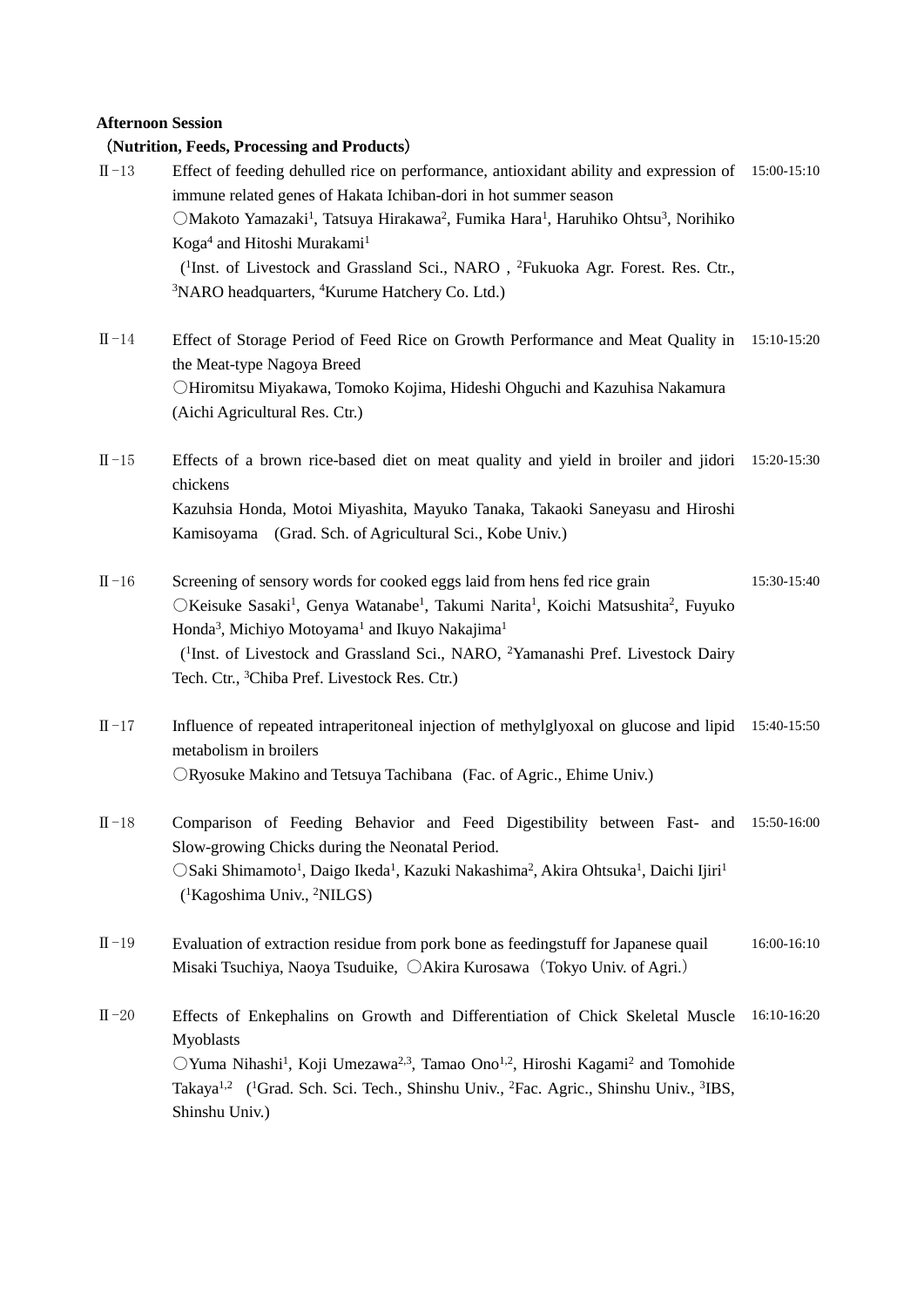**Afternoon Session**

**（Nutrition, Feeds, Processing and Products）**

Ⅱ-13　Effect of feeding dehulled rice on performance, antioxidant ability and expression of immune related genes of Hakata Ichiban-dori in hot summer season　15:00-15:10
〇Makoto Yamazaki[1], Tatsuya Hirakawa[2], Fumika Hara[1], Haruhiko Ohtsu[3], Norihiko Koga[4] and Hitoshi Murakami[1]
([1]Inst. of Livestock and Grassland Sci., NARO , [2]Fukuoka Agr. Forest. Res. Ctr., [3]NARO headquarters, [4]Kurume Hatchery Co. Ltd.)

Ⅱ-14　Effect of Storage Period of Feed Rice on Growth Performance and Meat Quality in the Meat-type Nagoya Breed　15:10-15:20
〇Hiromitsu Miyakawa, Tomoko Kojima, Hideshi Ohguchi and Kazuhisa Nakamura (Aichi Agricultural Res. Ctr.)

Ⅱ-15　Effects of a brown rice-based diet on meat quality and yield in broiler and jidori chickens　15:20-15:30
Kazuhsia Honda, Motoi Miyashita, Mayuko Tanaka, Takaoki Saneyasu and Hiroshi Kamisoyama　(Grad. Sch. of Agricultural Sci., Kobe Univ.)

Ⅱ-16　Screening of sensory words for cooked eggs laid from hens fed rice grain　15:30-15:40
〇Keisuke Sasaki[1], Genya Watanabe[1], Takumi Narita[1], Koichi Matsushita[2], Fuyuko Honda[3], Michiyo Motoyama[1] and Ikuyo Nakajima[1]
([1]Inst. of Livestock and Grassland Sci., NARO, [2]Yamanashi Pref. Livestock Dairy Tech. Ctr., [3]Chiba Pref. Livestock Res. Ctr.)

Ⅱ-17　Influence of repeated intraperitoneal injection of methylglyoxal on glucose and lipid metabolism in broilers　15:40-15:50
〇Ryosuke Makino and Tetsuya Tachibana　(Fac. of Agric., Ehime Univ.)

Ⅱ-18　Comparison of Feeding Behavior and Feed Digestibility between Fast- and Slow-growing Chicks during the Neonatal Period.　15:50-16:00
〇Saki Shimamoto[1], Daigo Ikeda[1], Kazuki Nakashima[2], Akira Ohtsuka[1], Daichi Ijiri[1]
([1]Kagoshima Univ., [2]NILGS)

Ⅱ-19　Evaluation of extraction residue from pork bone as feedingstuff for Japanese quail　16:00-16:10
Misaki Tsuchiya, Naoya Tsuduike, 〇Akira Kurosawa（Tokyo Univ. of Agri.）

Ⅱ-20　Effects of Enkephalins on Growth and Differentiation of Chick Skeletal Muscle Myoblasts　16:10-16:20
〇Yuma Nihashi[1], Koji Umezawa[2,3], Tamao Ono[1,2], Hiroshi Kagami[2] and Tomohide Takaya[1,2]　([1]Grad. Sch. Sci. Tech., Shinshu Univ., [2]Fac. Agric., Shinshu Univ., [3]IBS, Shinshu Univ.)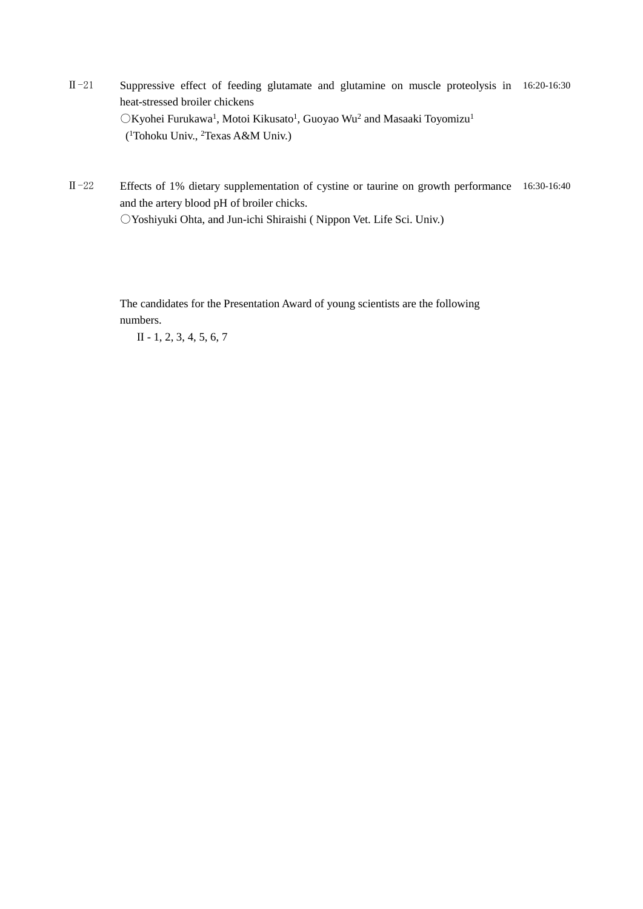Ⅱ-21 Suppressive effect of feeding glutamate and glutamine on muscle proteolysis in heat-stressed broiler chickens 16:20-16:30

○Kyohei Furukawa[1], Motoi Kikusato[1], Guoyao Wu[2] and Masaaki Toyomizu[1]

([1]Tohoku Univ., [2]Texas A&M Univ.)

Ⅱ-22 Effects of 1% dietary supplementation of cystine or taurine on growth performance and the artery blood pH of broiler chicks. 16:30-16:40

○Yoshiyuki Ohta, and Jun-ichi Shiraishi ( Nippon Vet. Life Sci. Univ.)

The candidates for the Presentation Award of young scientists are the following numbers.

II - 1, 2, 3, 4, 5, 6, 7